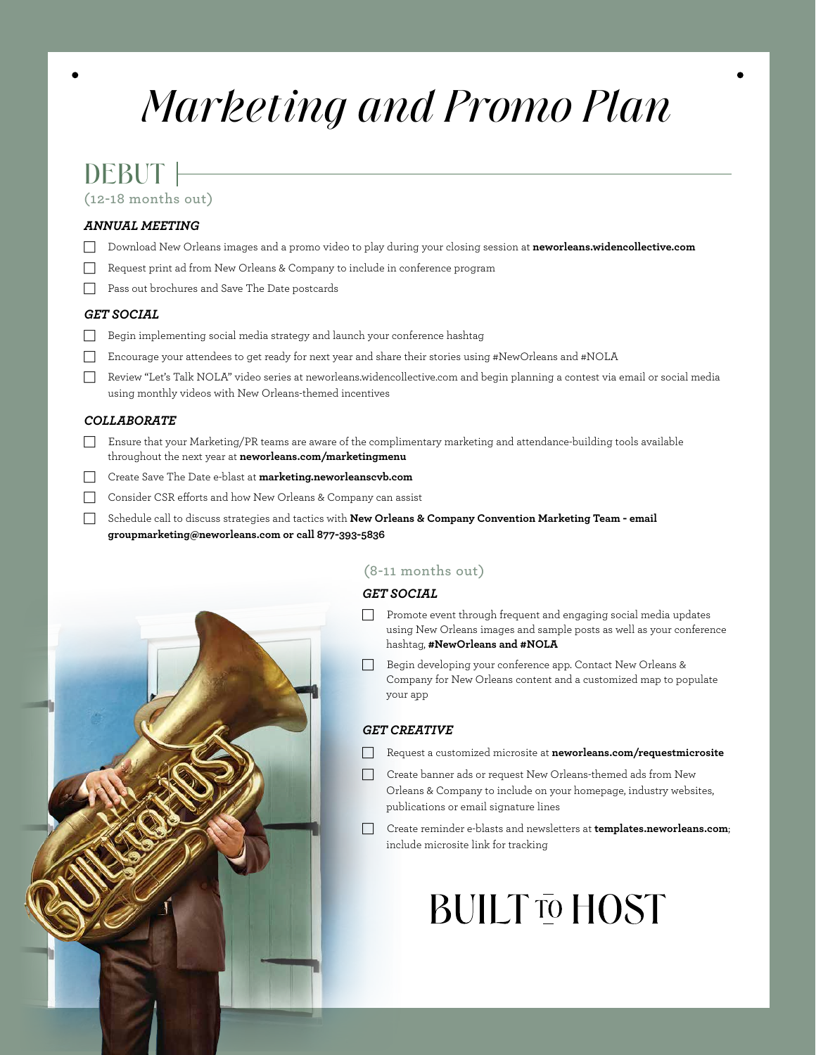# Marketing and Promo Plan

## DEBUT

(12-18 months out)

### *ANNUAL MEETING*

- [ ] Download New Orleans images and a promo video to play during your closing session at **neworleans.widencollective.com**
- [ ] Request print ad from New Orleans & Company to include in conference program
- [ ] Pass out brochures and Save The Date postcards

### *GET SOCIAL*

- [ ] Begin implementing social media strategy and launch your conference hashtag
- [ ] Encourage your attendees to get ready for next year and share their stories using #NewOrleans and #NOLA
- [ ] Review "Let's Talk NOLA" video series at neworleans.widencollective.com and begin planning a contest via email or social media using monthly videos with New Orleans-themed incentives

### *COLLABORATE*

- [ ] Ensure that your Marketing/PR teams are aware of the complimentary marketing and attendance-building tools available throughout the next year at **neworleans.com/marketingmenu**
- [ ] Create Save The Date e-blast at **marketing.neworleanscvb.com**
- [ ] Consider CSR efforts and how New Orleans & Company can assist
- [ ] Schedule call to discuss strategies and tactics with **New Orleans & Company Convention Marketing Team - email groupmarketing@neworleans.com or call 877-393-5836**

(8-11 months out)

### *GET SOCIAL*

- [ ] Promote event through frequent and engaging social media updates using New Orleans images and sample posts as well as your conference hashtag, **#NewOrleans and #NOLA**
- [ ] Begin developing your conference app. Contact New Orleans & Company for New Orleans content and a customized map to populate your app

### *GET CREATIVE*

- [ ] Request a customized microsite at **neworleans.com/requestmicrosite**
- [ ] Create banner ads or request New Orleans-themed ads from New Orleans & Company to include on your homepage, industry websites, publications or email signature lines
- [ ] Create reminder e-blasts and newsletters at **templates.neworleans.com**; include microsite link for tracking

BUILT TO HOST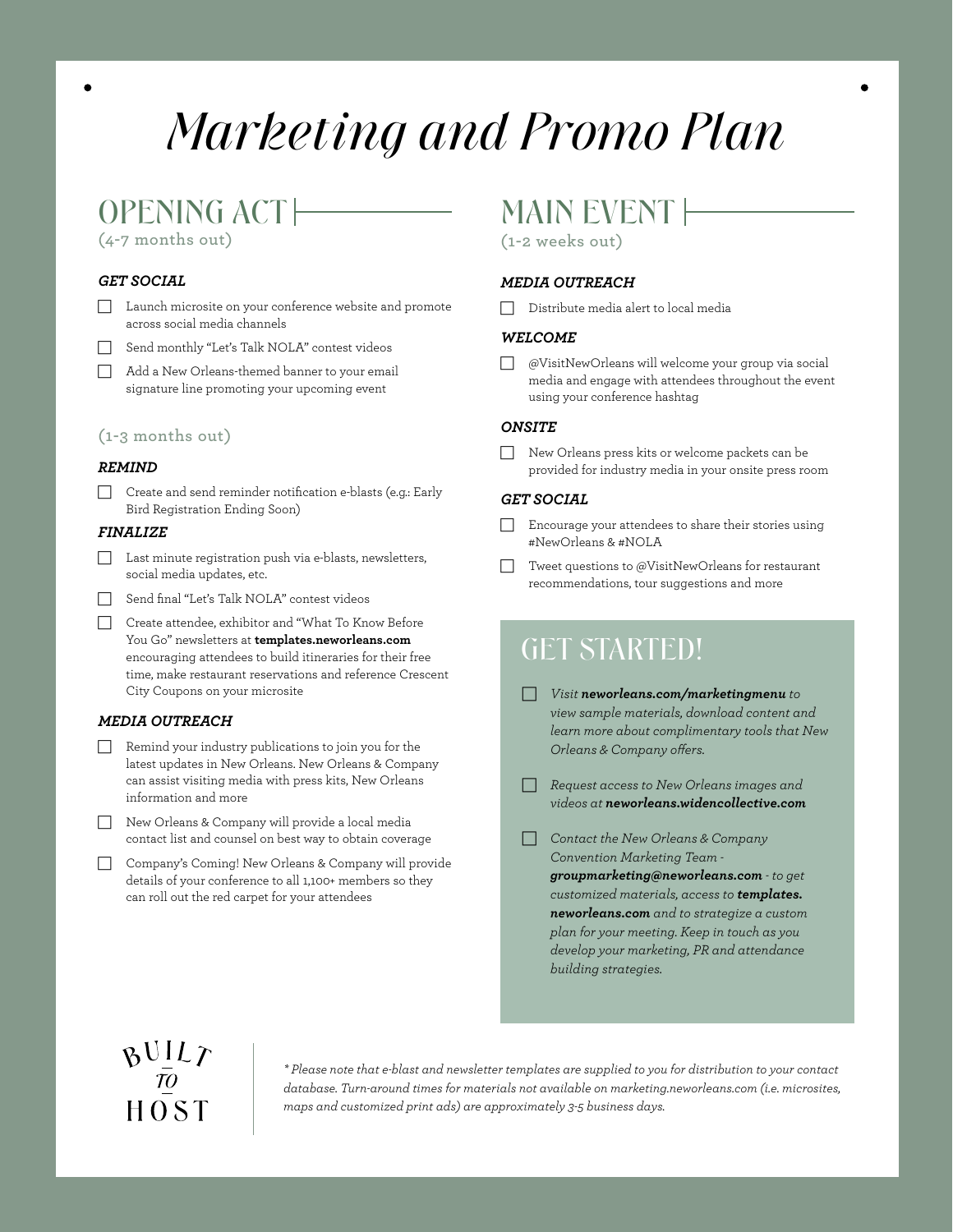# Marketing and Promo Plan

## OPENING ACT

(4-7 months out)

### *GET SOCIAL*

- [ ] Launch microsite on your conference website and promote across social media channels
- [ ] Send monthly "Let's Talk NOLA" contest videos
- [ ] Add a New Orleans-themed banner to your email signature line promoting your upcoming event

(1-3 months out)

### *REMIND*

- [ ] Create and send reminder notification e-blasts (e.g.: Early Bird Registration Ending Soon)

### *FINALIZE*

- [ ] Last minute registration push via e-blasts, newsletters, social media updates, etc.
- [ ] Send final "Let's Talk NOLA" contest videos
- [ ] Create attendee, exhibitor and "What To Know Before You Go" newsletters at **templates.neworleans.com** encouraging attendees to build itineraries for their free time, make restaurant reservations and reference Crescent City Coupons on your microsite

### *MEDIA OUTREACH*

- [ ] Remind your industry publications to join you for the latest updates in New Orleans. New Orleans & Company can assist visiting media with press kits, New Orleans information and more
- [ ] New Orleans & Company will provide a local media contact list and counsel on best way to obtain coverage
- [ ] Company's Coming! New Orleans & Company will provide details of your conference to all 1,100+ members so they can roll out the red carpet for your attendees

## MAIN EVENT

(1-2 weeks out)

### *MEDIA OUTREACH*

- [ ] Distribute media alert to local media

### *WELCOME*

- [ ] @VisitNewOrleans will welcome your group via social media and engage with attendees throughout the event using your conference hashtag

### *ONSITE*

- [ ] New Orleans press kits or welcome packets can be provided for industry media in your onsite press room

### *GET SOCIAL*

- [ ] Encourage your attendees to share their stories using #NewOrleans & #NOLA
- [ ] Tweet questions to @VisitNewOrleans for restaurant recommendations, tour suggestions and more

## GET STARTED!

- [ ] *Visit **neworleans.com/marketingmenu** to view sample materials, download content and learn more about complimentary tools that New Orleans & Company offers.*
- [ ] *Request access to New Orleans images and videos at **neworleans.widencollective.com***
- [ ] *Contact the New Orleans & Company Convention Marketing Team - **groupmarketing@neworleans.com** - to get customized materials, access to **templates.neworleans.com** and to strategize a custom plan for your meeting. Keep in touch as you develop your marketing, PR and attendance building strategies.*

BUILT TO HOST

*\* Please note that e-blast and newsletter templates are supplied to you for distribution to your contact database. Turn-around times for materials not available on marketing.neworleans.com (i.e. microsites, maps and customized print ads) are approximately 3-5 business days.*